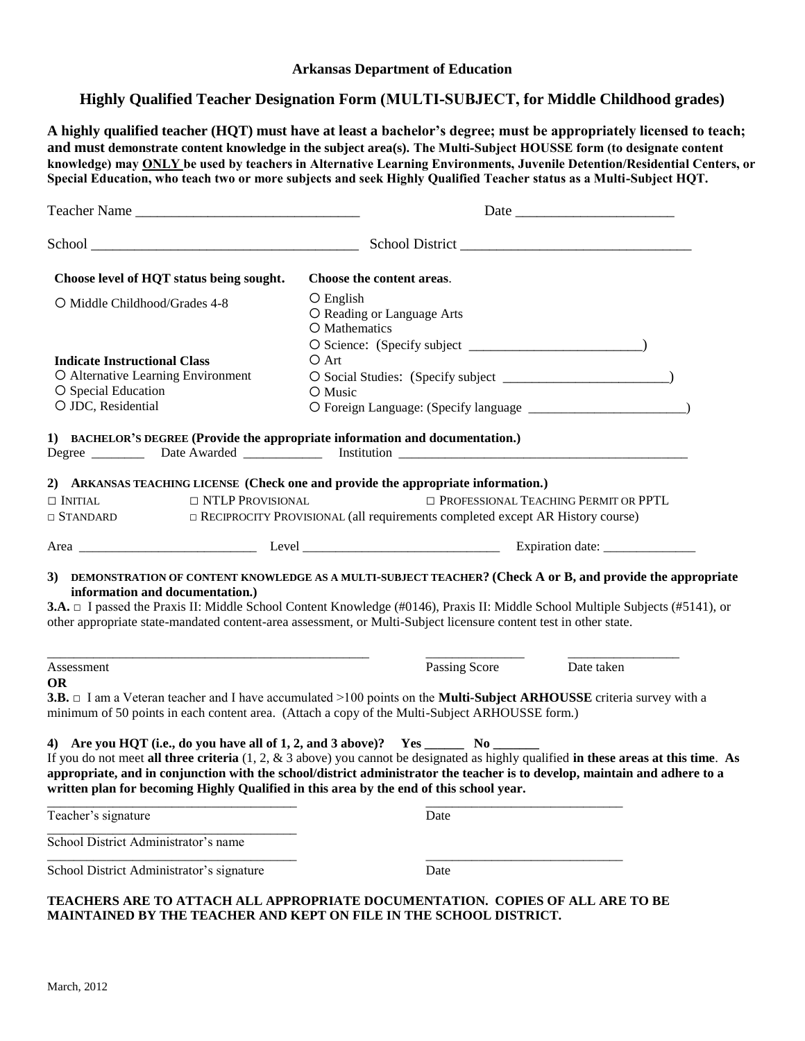**Arkansas Department of Education**

## Highly Qualified Teacher Designation Form (MULTI-SUBJECT, for Middle Childhood grades)

**A highly qualified teacher (HQT) must have at least a bachelor's degree; must be appropriately licensed to teach; and must demonstrate content knowledge in the subject area(s). The Multi-Subject HOUSSE form (to designate content knowledge) may ONLY be used by teachers in Alternative Learning Environments, Juvenile Detention/Residential Centers, or Special Education, who teach two or more subjects and seek Highly Qualified Teacher status as a Multi-Subject HQT.**

Teacher Name ______________________________ Date ______________________

School ____________________________________ School District _______________________________

**Choose level of HQT status being sought.**

○ Middle Childhood/Grades 4-8

**Indicate Instructional Class**

○ Alternative Learning Environment
○ Special Education
○ JDC, Residential

**Choose the content areas.**

○ English
○ Reading or Language Arts
○ Mathematics
○ Science: (Specify subject _________________________)
○ Art
○ Social Studies: (Specify subject _________________________)
○ Music
○ Foreign Language: (Specify language _______________________)

**1) BACHELOR'S DEGREE (Provide the appropriate information and documentation.)**

Degree ________ Date Awarded ___________ Institution _____________________________________________

**2) ARKANSAS TEACHING LICENSE (Check one and provide the appropriate information.)**

□ INITIAL □ NTLP PROVISIONAL □ PROFESSIONAL TEACHING PERMIT OR PPTL
□ STANDARD □ RECIPROCITY PROVISIONAL (all requirements completed except AR History course)

Area __________________________ Level _____________________________ Expiration date: ______________

**3) DEMONSTRATION OF CONTENT KNOWLEDGE AS A MULTI-SUBJECT TEACHER? (Check A or B, and provide the appropriate information and documentation.)**

**3.A.** □ I passed the Praxis II: Middle School Content Knowledge (#0146), Praxis II: Middle School Multiple Subjects (#5141), or other appropriate state-mandated content-area assessment, or Multi-Subject licensure content test in other state.

__________________________________________________ _______________ ________________
Assessment Passing Score Date taken

**OR**

**3.B.** □ I am a Veteran teacher and I have accumulated >100 points on the **Multi-Subject ARHOUSSE** criteria survey with a minimum of 50 points in each content area. (Attach a copy of the Multi-Subject ARHOUSSE form.)

**4) Are you HQT (i.e., do you have all of 1, 2, and 3 above)? Yes ______ No _______**

If you do not meet **all three criteria** (1, 2, & 3 above) you cannot be designated as highly qualified **in these areas at this time**. **As appropriate, and in conjunction with the school/district administrator the teacher is to develop, maintain and adhere to a written plan for becoming Highly Qualified in this area by the end of this school year.**

______________________________________ ______________________________
Teacher's signature Date

______________________________________
School District Administrator's name

______________________________________ ______________________________
School District Administrator's signature Date

**TEACHERS ARE TO ATTACH ALL APPROPRIATE DOCUMENTATION. COPIES OF ALL ARE TO BE MAINTAINED BY THE TEACHER AND KEPT ON FILE IN THE SCHOOL DISTRICT.**

March, 2012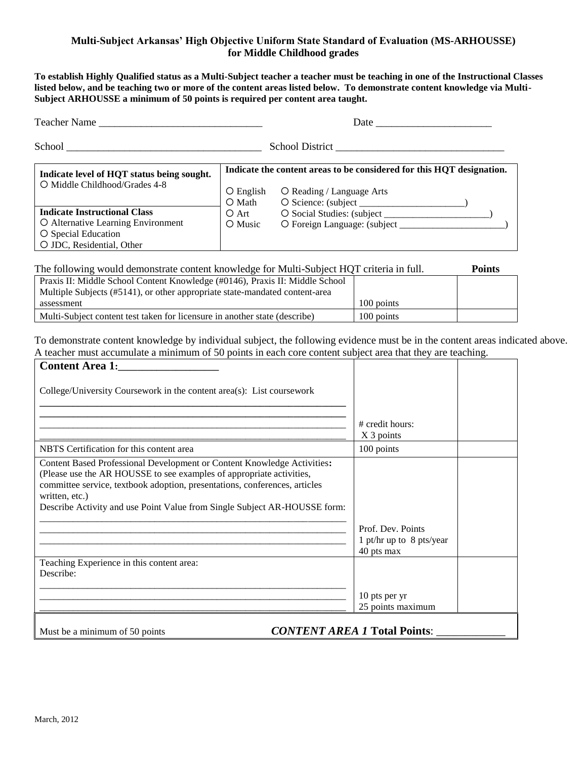# Multi-Subject Arkansas' High Objective Uniform State Standard of Evaluation (MS-ARHOUSSE) for Middle Childhood grades

**To establish Highly Qualified status as a Multi-Subject teacher a teacher must be teaching in one of the Instructional Classes listed below, and be teaching two or more of the content areas listed below. To demonstrate content knowledge via Multi-Subject ARHOUSSE a minimum of 50 points is required per content area taught.**

Teacher Name _______________________________ Date ______________________

School _____________________________________ School District ________________________________

| **Indicate level of HQT status being sought.** | **Indicate the content areas to be considered for this HQT designation.** |
|---|---|
| ○ Middle Childhood/Grades 4-8 | ○ English ○ Reading / Language Arts<br>○ Math ○ Science: (subject ______________________) |
| **Indicate Instructional Class**<br>○ Alternative Learning Environment<br>○ Special Education<br>○ JDC, Residential, Other | ○ Art ○ Social Studies: (subject ______________________)<br>○ Music ○ Foreign Language: (subject ______________________) |

| The following would demonstrate content knowledge for Multi-Subject HQT criteria in full. | | **Points** |
|---|---|---|
| Praxis II: Middle School Content Knowledge (#0146), Praxis II: Middle School Multiple Subjects (#5141), or other appropriate state-mandated content-area assessment | 100 points | |
| Multi-Subject content test taken for licensure in another state (describe) | 100 points | |

To demonstrate content knowledge by individual subject, the following evidence must be in the content areas indicated above. A teacher must accumulate a minimum of 50 points in each core content subject area that they are teaching.

| **Content Area 1:_________________** | | |
|---|---|---|
| College/University Coursework in the content area(s): List coursework<br>______________________________________________________________<br>______________________________________________________________<br>______________________________________________________________<br>______________________________________________________________ | # credit hours:<br>X 3 points | |
| NBTS Certification for this content area | 100 points | |
| Content Based Professional Development or Content Knowledge Activities**:** (Please use the AR HOUSSE to see examples of appropriate activities, committee service, textbook adoption, presentations, conferences, articles written, etc.)<br>Describe Activity and use Point Value from Single Subject AR-HOUSSE form:<br>______________________________________________________________<br>______________________________________________________________<br>______________________________________________________________ | Prof. Dev. Points<br>1 pt/hr up to 8 pts/year<br>40 pts max | |
| Teaching Experience in this content area:<br>Describe:<br>______________________________________________________________<br>______________________________________________________________<br>______________________________________________________________ | 10 pts per yr<br>25 points maximum | |
| Must be a minimum of 50 points | ***CONTENT AREA 1* Total Points**: ____________ | |

March, 2012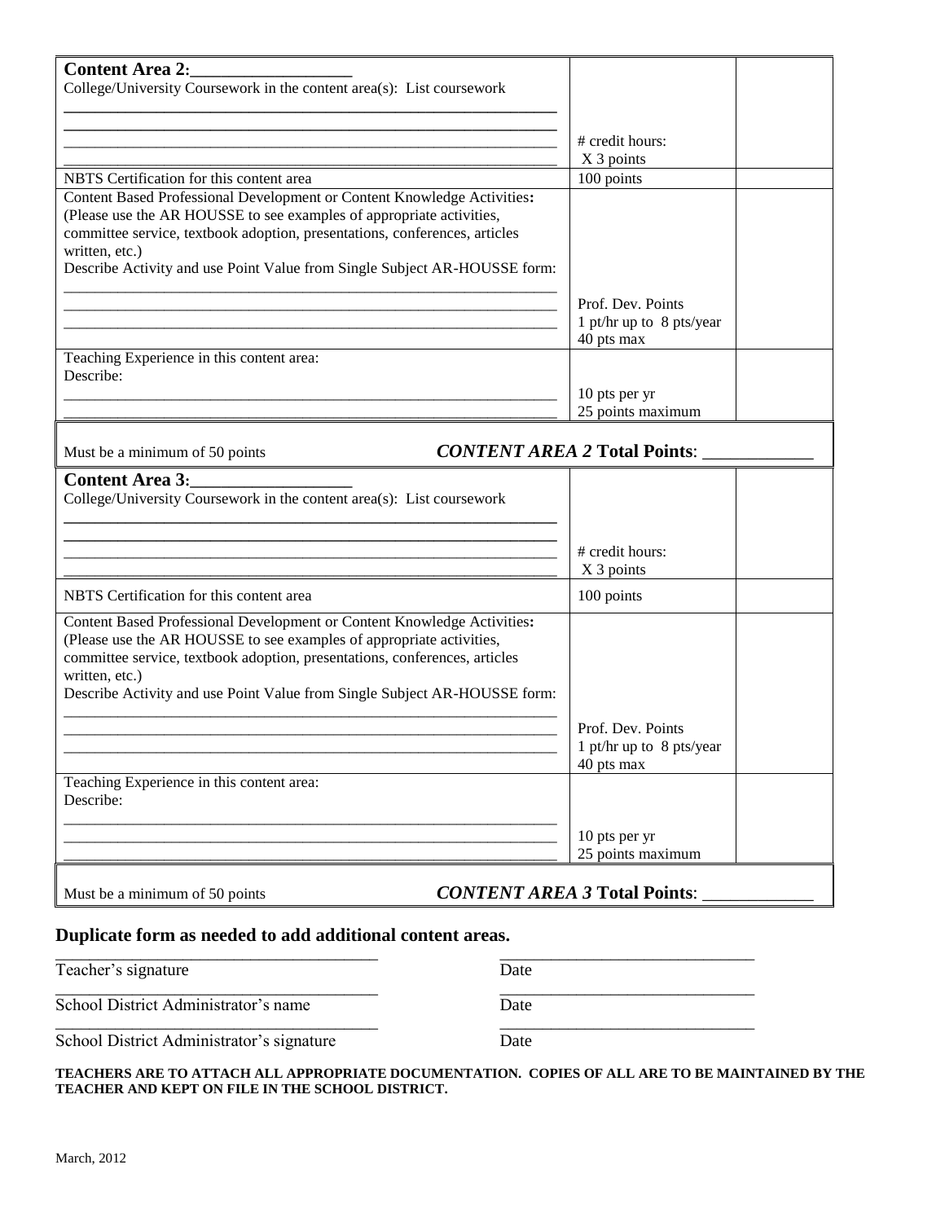| | | |
|---|---|---|
| **Content Area 2:\_\_\_\_\_\_\_\_\_\_\_\_\_\_\_\_\_**<br>College/University Coursework in the content area(s): List coursework<br>\_\_\_\_\_\_\_\_\_\_\_\_\_\_\_\_\_\_\_\_\_\_\_\_\_\_\_\_\_\_\_\_\_\_\_\_\_\_\_\_<br>\_\_\_\_\_\_\_\_\_\_\_\_\_\_\_\_\_\_\_\_\_\_\_\_\_\_\_\_\_\_\_\_\_\_\_\_\_\_\_\_<br>\_\_\_\_\_\_\_\_\_\_\_\_\_\_\_\_\_\_\_\_\_\_\_\_\_\_\_\_\_\_\_\_\_\_\_\_\_\_\_\_<br>\_\_\_\_\_\_\_\_\_\_\_\_\_\_\_\_\_\_\_\_\_\_\_\_\_\_\_\_\_\_\_\_\_\_\_\_\_\_\_\_ | # credit hours:<br>X 3 points | |
| NBTS Certification for this content area | 100 points | |
| Content Based Professional Development or Content Knowledge Activities**:**<br>(Please use the AR HOUSSE to see examples of appropriate activities, committee service, textbook adoption, presentations, conferences, articles written, etc.)<br>Describe Activity and use Point Value from Single Subject AR-HOUSSE form:<br>\_\_\_\_\_\_\_\_\_\_\_\_\_\_\_\_\_\_\_\_\_\_\_\_\_\_\_\_\_\_\_\_\_\_\_\_\_\_\_\_<br>\_\_\_\_\_\_\_\_\_\_\_\_\_\_\_\_\_\_\_\_\_\_\_\_\_\_\_\_\_\_\_\_\_\_\_\_\_\_\_\_<br>\_\_\_\_\_\_\_\_\_\_\_\_\_\_\_\_\_\_\_\_\_\_\_\_\_\_\_\_\_\_\_\_\_\_\_\_\_\_\_\_ | Prof. Dev. Points<br>1 pt/hr up to 8 pts/year<br>40 pts max | |
| Teaching Experience in this content area:<br>Describe:<br>\_\_\_\_\_\_\_\_\_\_\_\_\_\_\_\_\_\_\_\_\_\_\_\_\_\_\_\_\_\_\_\_\_\_\_\_\_\_\_\_<br>\_\_\_\_\_\_\_\_\_\_\_\_\_\_\_\_\_\_\_\_\_\_\_\_\_\_\_\_\_\_\_\_\_\_\_\_\_\_\_\_ | 10 pts per yr<br>25 points maximum | |
| Must be a minimum of 50 points | ***CONTENT AREA 2* Total Points**: \_\_\_\_\_\_\_\_\_\_\_\_ | |
| **Content Area 3:\_\_\_\_\_\_\_\_\_\_\_\_\_\_\_\_\_**<br>College/University Coursework in the content area(s): List coursework<br>\_\_\_\_\_\_\_\_\_\_\_\_\_\_\_\_\_\_\_\_\_\_\_\_\_\_\_\_\_\_\_\_\_\_\_\_\_\_\_\_<br>\_\_\_\_\_\_\_\_\_\_\_\_\_\_\_\_\_\_\_\_\_\_\_\_\_\_\_\_\_\_\_\_\_\_\_\_\_\_\_\_<br>\_\_\_\_\_\_\_\_\_\_\_\_\_\_\_\_\_\_\_\_\_\_\_\_\_\_\_\_\_\_\_\_\_\_\_\_\_\_\_\_<br>\_\_\_\_\_\_\_\_\_\_\_\_\_\_\_\_\_\_\_\_\_\_\_\_\_\_\_\_\_\_\_\_\_\_\_\_\_\_\_\_ | # credit hours:<br>X 3 points | |
| NBTS Certification for this content area | 100 points | |
| Content Based Professional Development or Content Knowledge Activities**:**<br>(Please use the AR HOUSSE to see examples of appropriate activities, committee service, textbook adoption, presentations, conferences, articles written, etc.)<br>Describe Activity and use Point Value from Single Subject AR-HOUSSE form:<br>\_\_\_\_\_\_\_\_\_\_\_\_\_\_\_\_\_\_\_\_\_\_\_\_\_\_\_\_\_\_\_\_\_\_\_\_\_\_\_\_<br>\_\_\_\_\_\_\_\_\_\_\_\_\_\_\_\_\_\_\_\_\_\_\_\_\_\_\_\_\_\_\_\_\_\_\_\_\_\_\_\_<br>\_\_\_\_\_\_\_\_\_\_\_\_\_\_\_\_\_\_\_\_\_\_\_\_\_\_\_\_\_\_\_\_\_\_\_\_\_\_\_\_ | Prof. Dev. Points<br>1 pt/hr up to 8 pts/year<br>40 pts max | |
| Teaching Experience in this content area:<br>Describe:<br>\_\_\_\_\_\_\_\_\_\_\_\_\_\_\_\_\_\_\_\_\_\_\_\_\_\_\_\_\_\_\_\_\_\_\_\_\_\_\_\_<br>\_\_\_\_\_\_\_\_\_\_\_\_\_\_\_\_\_\_\_\_\_\_\_\_\_\_\_\_\_\_\_\_\_\_\_\_\_\_\_\_<br>\_\_\_\_\_\_\_\_\_\_\_\_\_\_\_\_\_\_\_\_\_\_\_\_\_\_\_\_\_\_\_\_\_\_\_\_\_\_\_\_ | 10 pts per yr<br>25 points maximum | |
| Must be a minimum of 50 points | ***CONTENT AREA 3* Total Points**: \_\_\_\_\_\_\_\_\_\_\_\_ | |

### Duplicate form as needed to add additional content areas.

\_\_\_\_\_\_\_\_\_\_\_\_\_\_\_\_\_\_\_\_\_\_\_\_\_\_\_\_\_\_\_\_\_\_\_\_\_\_ \_\_\_\_\_\_\_\_\_\_\_\_\_\_\_\_\_\_\_\_\_\_\_\_\_\_\_\_\_\_
Teacher's signature Date

\_\_\_\_\_\_\_\_\_\_\_\_\_\_\_\_\_\_\_\_\_\_\_\_\_\_\_\_\_\_\_\_\_\_\_\_\_\_ \_\_\_\_\_\_\_\_\_\_\_\_\_\_\_\_\_\_\_\_\_\_\_\_\_\_\_\_\_\_
School District Administrator's name Date

\_\_\_\_\_\_\_\_\_\_\_\_\_\_\_\_\_\_\_\_\_\_\_\_\_\_\_\_\_\_\_\_\_\_\_\_\_\_ \_\_\_\_\_\_\_\_\_\_\_\_\_\_\_\_\_\_\_\_\_\_\_\_\_\_\_\_\_\_
School District Administrator's signature Date

**TEACHERS ARE TO ATTACH ALL APPROPRIATE DOCUMENTATION. COPIES OF ALL ARE TO BE MAINTAINED BY THE TEACHER AND KEPT ON FILE IN THE SCHOOL DISTRICT.**

March, 2012